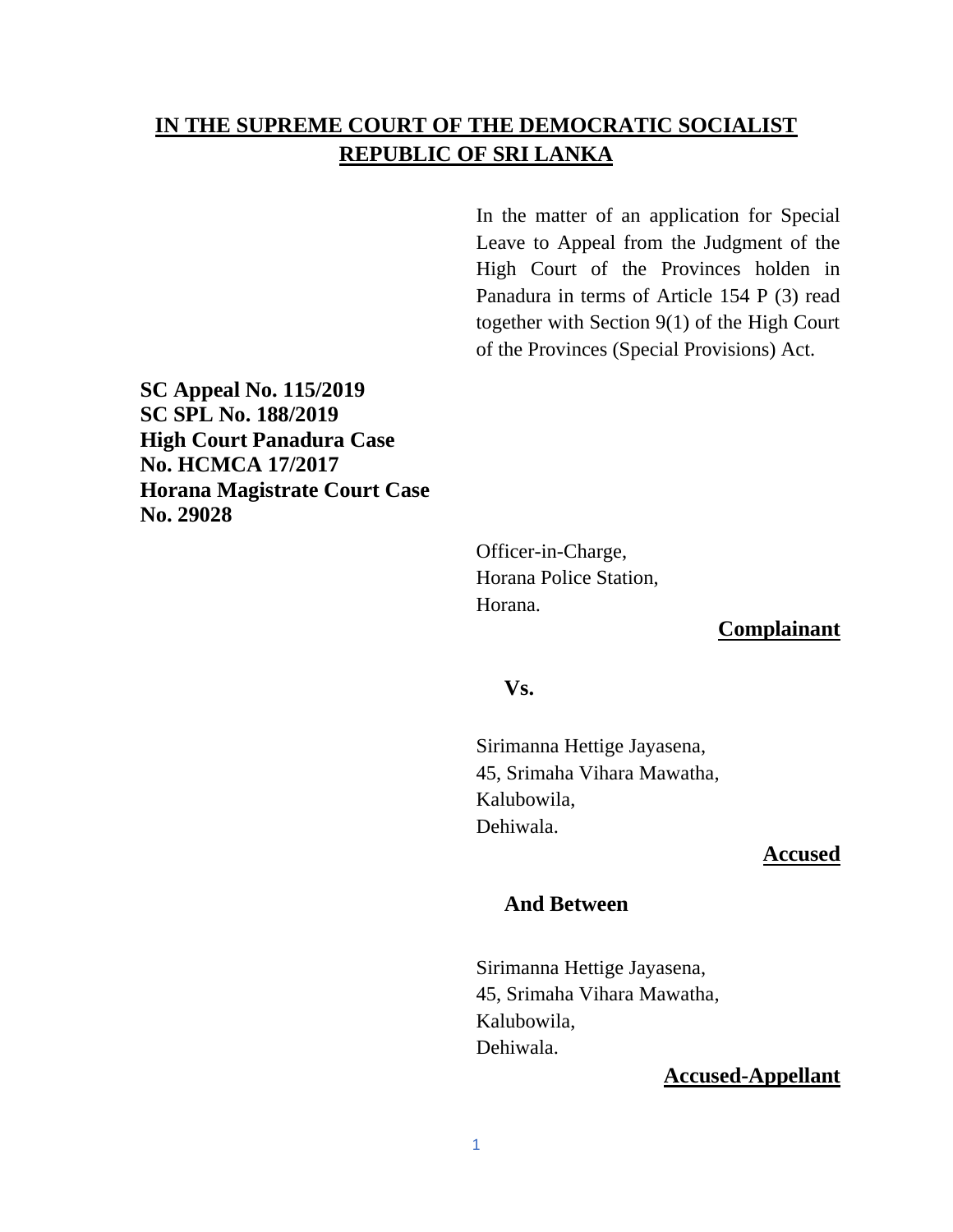**IN THE SUPREME COURT OF THE DEMOCRATIC SOCIALIST REPUBLIC OF SRI LANKA**

In the matter of an application for Special Leave to Appeal from the Judgment of the High Court of the Provinces holden in Panadura in terms of Article 154 P (3) read together with Section 9(1) of the High Court of the Provinces (Special Provisions) Act.

**SC Appeal No. 115/2019**
**SC SPL No. 188/2019**
**High Court Panadura Case No. HCMCA 17/2017**
**Horana Magistrate Court Case No. 29028**

Officer-in-Charge,
Horana Police Station,
Horana.

**Complainant**

**Vs.**

Sirimanna Hettige Jayasena,
45, Srimaha Vihara Mawatha,
Kalubowila,
Dehiwala.

**Accused**

**And Between**

Sirimanna Hettige Jayasena,
45, Srimaha Vihara Mawatha,
Kalubowila,
Dehiwala.

**Accused-Appellant**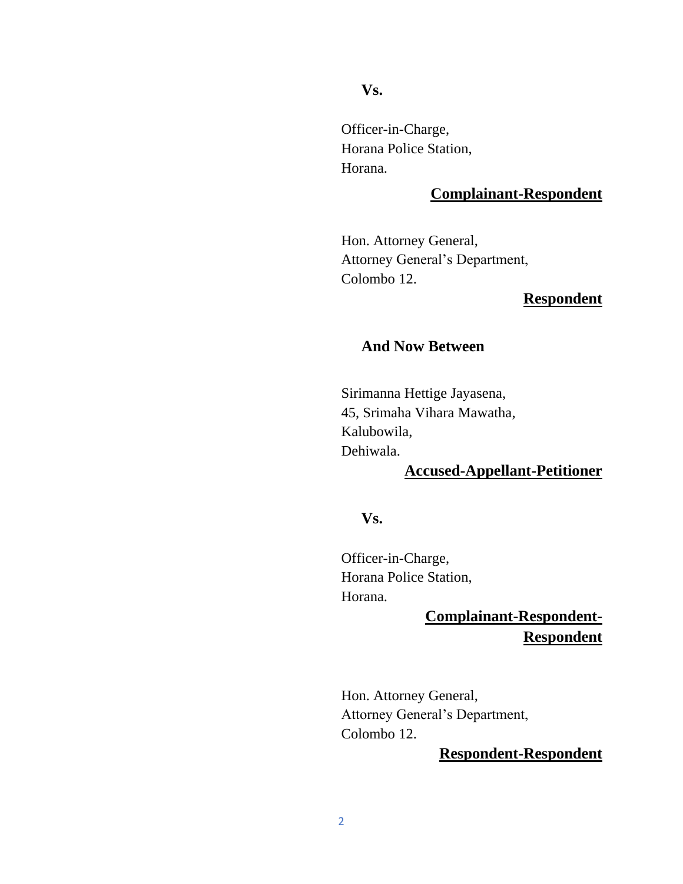**Vs.**

Officer-in-Charge,
Horana Police Station,
Horana.

**Complainant-Respondent**

Hon. Attorney General,
Attorney General's Department,
Colombo 12.

**Respondent**

**And Now Between**

Sirimanna Hettige Jayasena,
45, Srimaha Vihara Mawatha,
Kalubowila,
Dehiwala.

**Accused-Appellant-Petitioner**

**Vs.**

Officer-in-Charge,
Horana Police Station,
Horana.

**Complainant-Respondent-Respondent**

Hon. Attorney General,
Attorney General's Department,
Colombo 12.

**Respondent-Respondent**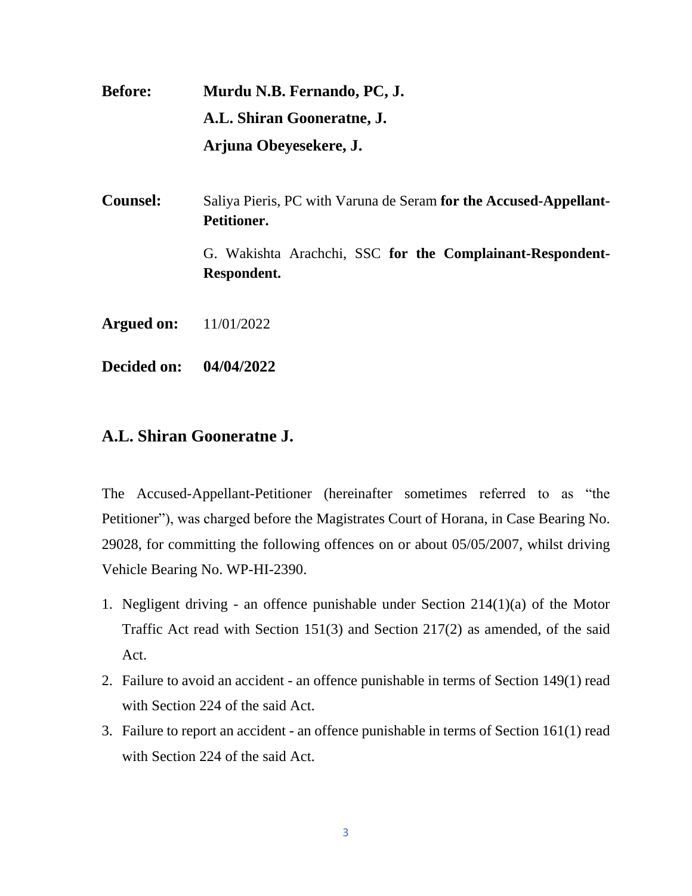**Before:** **Murdu N.B. Fernando, PC, J.**

**A.L. Shiran Gooneratne, J.**

**Arjuna Obeyesekere, J.**

**Counsel:** Saliya Pieris, PC with Varuna de Seram **for the Accused-Appellant-Petitioner.**

G. Wakishta Arachchi, SSC **for the Complainant-Respondent-Respondent.**

**Argued on:** 11/01/2022

**Decided on:** **04/04/2022**

## A.L. Shiran Gooneratne J.

The Accused-Appellant-Petitioner (hereinafter sometimes referred to as "the Petitioner"), was charged before the Magistrates Court of Horana, in Case Bearing No. 29028, for committing the following offences on or about 05/05/2007, whilst driving Vehicle Bearing No. WP-HI-2390.

1. Negligent driving - an offence punishable under Section 214(1)(a) of the Motor Traffic Act read with Section 151(3) and Section 217(2) as amended, of the said Act.
2. Failure to avoid an accident - an offence punishable in terms of Section 149(1) read with Section 224 of the said Act.
3. Failure to report an accident - an offence punishable in terms of Section 161(1) read with Section 224 of the said Act.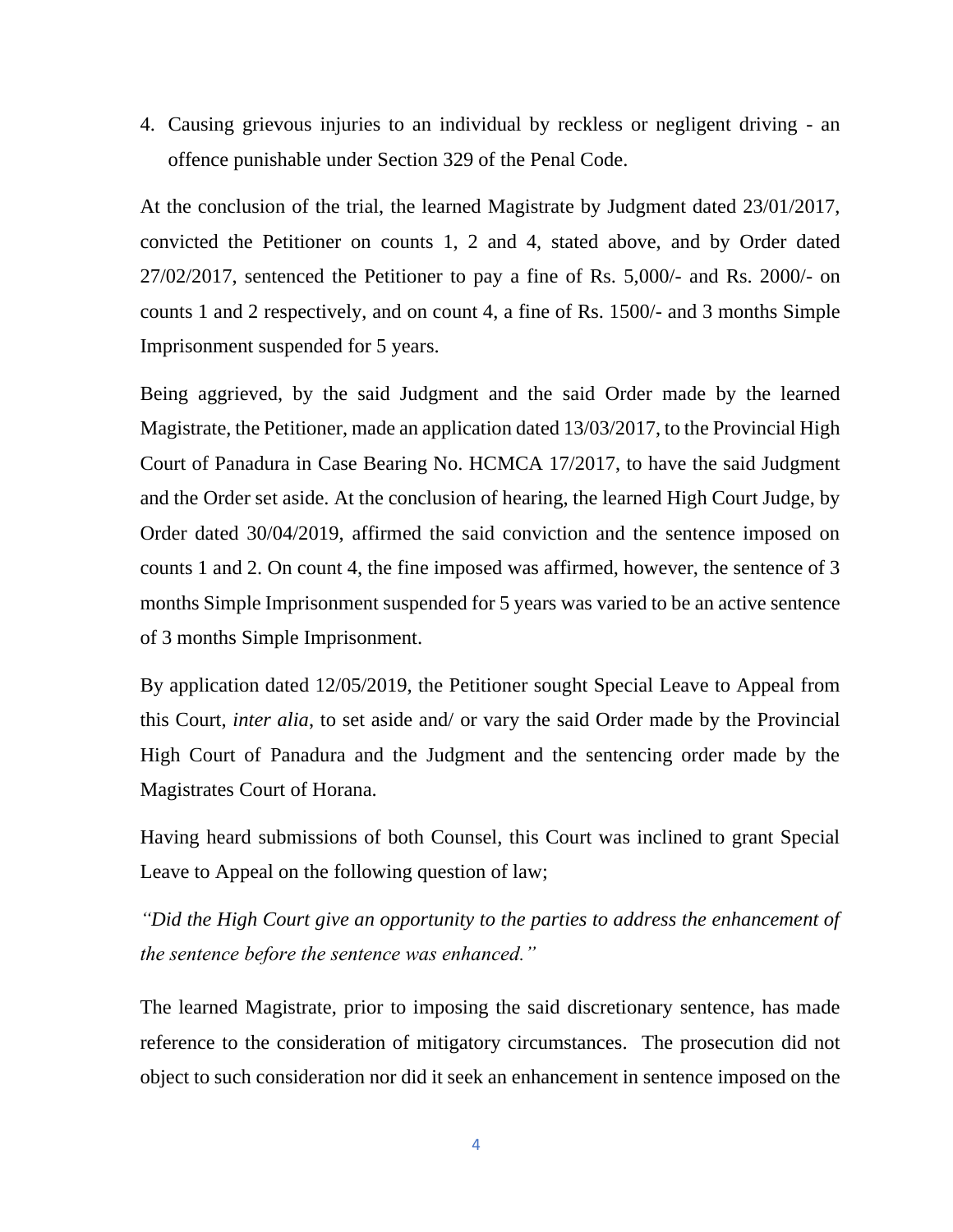4. Causing grievous injuries to an individual by reckless or negligent driving - an offence punishable under Section 329 of the Penal Code.

At the conclusion of the trial, the learned Magistrate by Judgment dated 23/01/2017, convicted the Petitioner on counts 1, 2 and 4, stated above, and by Order dated 27/02/2017, sentenced the Petitioner to pay a fine of Rs. 5,000/- and Rs. 2000/- on counts 1 and 2 respectively, and on count 4, a fine of Rs. 1500/- and 3 months Simple Imprisonment suspended for 5 years.

Being aggrieved, by the said Judgment and the said Order made by the learned Magistrate, the Petitioner, made an application dated 13/03/2017, to the Provincial High Court of Panadura in Case Bearing No. HCMCA 17/2017, to have the said Judgment and the Order set aside. At the conclusion of hearing, the learned High Court Judge, by Order dated 30/04/2019, affirmed the said conviction and the sentence imposed on counts 1 and 2. On count 4, the fine imposed was affirmed, however, the sentence of 3 months Simple Imprisonment suspended for 5 years was varied to be an active sentence of 3 months Simple Imprisonment.

By application dated 12/05/2019, the Petitioner sought Special Leave to Appeal from this Court, *inter alia*, to set aside and/ or vary the said Order made by the Provincial High Court of Panadura and the Judgment and the sentencing order made by the Magistrates Court of Horana.

Having heard submissions of both Counsel, this Court was inclined to grant Special Leave to Appeal on the following question of law;

*"Did the High Court give an opportunity to the parties to address the enhancement of the sentence before the sentence was enhanced."*

The learned Magistrate, prior to imposing the said discretionary sentence, has made reference to the consideration of mitigatory circumstances. The prosecution did not object to such consideration nor did it seek an enhancement in sentence imposed on the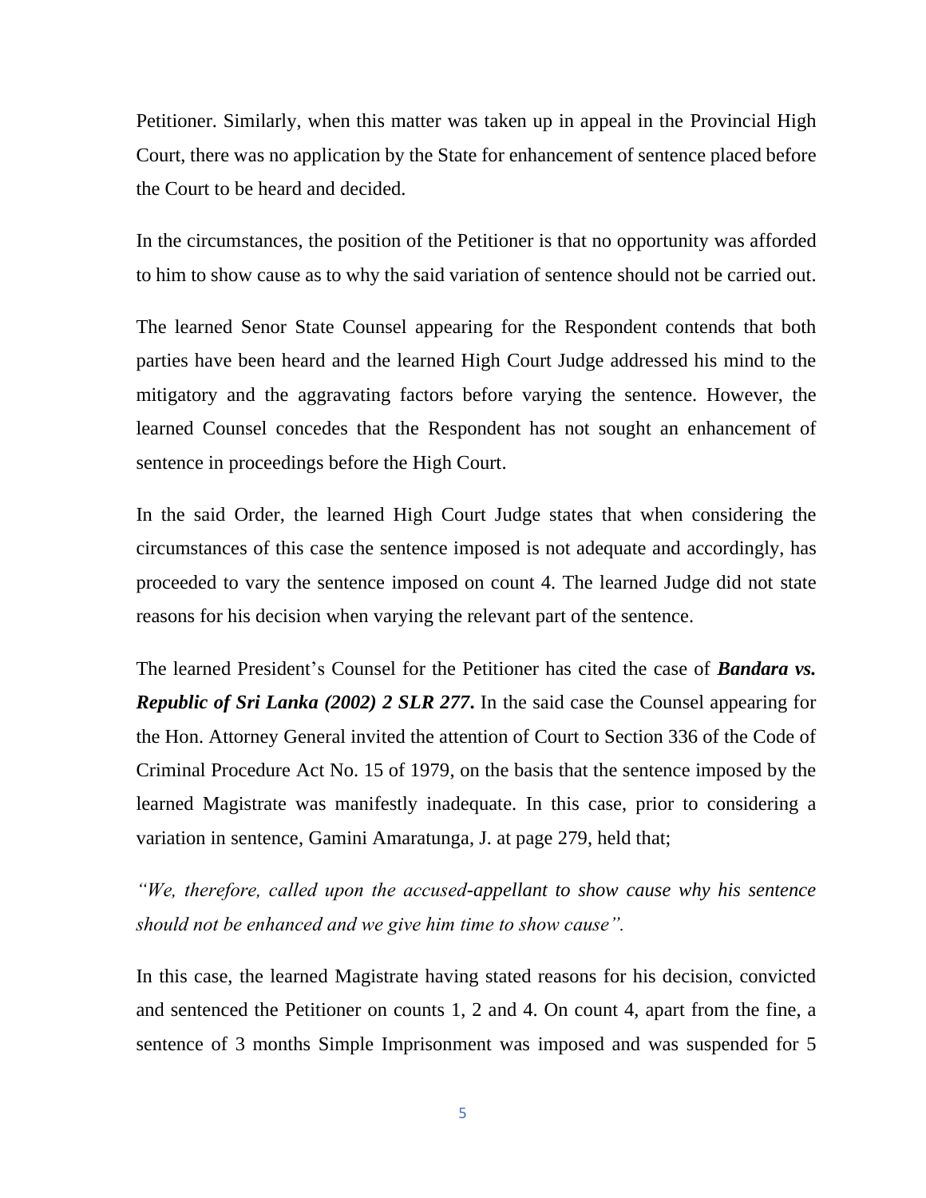Petitioner. Similarly, when this matter was taken up in appeal in the Provincial High Court, there was no application by the State for enhancement of sentence placed before the Court to be heard and decided.

In the circumstances, the position of the Petitioner is that no opportunity was afforded to him to show cause as to why the said variation of sentence should not be carried out.

The learned Senor State Counsel appearing for the Respondent contends that both parties have been heard and the learned High Court Judge addressed his mind to the mitigatory and the aggravating factors before varying the sentence. However, the learned Counsel concedes that the Respondent has not sought an enhancement of sentence in proceedings before the High Court.

In the said Order, the learned High Court Judge states that when considering the circumstances of this case the sentence imposed is not adequate and accordingly, has proceeded to vary the sentence imposed on count 4. The learned Judge did not state reasons for his decision when varying the relevant part of the sentence.

The learned President's Counsel for the Petitioner has cited the case of ***Bandara vs. Republic of Sri Lanka (2002) 2 SLR 277***. In the said case the Counsel appearing for the Hon. Attorney General invited the attention of Court to Section 336 of the Code of Criminal Procedure Act No. 15 of 1979, on the basis that the sentence imposed by the learned Magistrate was manifestly inadequate. In this case, prior to considering a variation in sentence, Gamini Amaratunga, J. at page 279, held that;

*"We, therefore, called upon the accused-appellant to show cause why his sentence should not be enhanced and we give him time to show cause".*

In this case, the learned Magistrate having stated reasons for his decision, convicted and sentenced the Petitioner on counts 1, 2 and 4. On count 4, apart from the fine, a sentence of 3 months Simple Imprisonment was imposed and was suspended for 5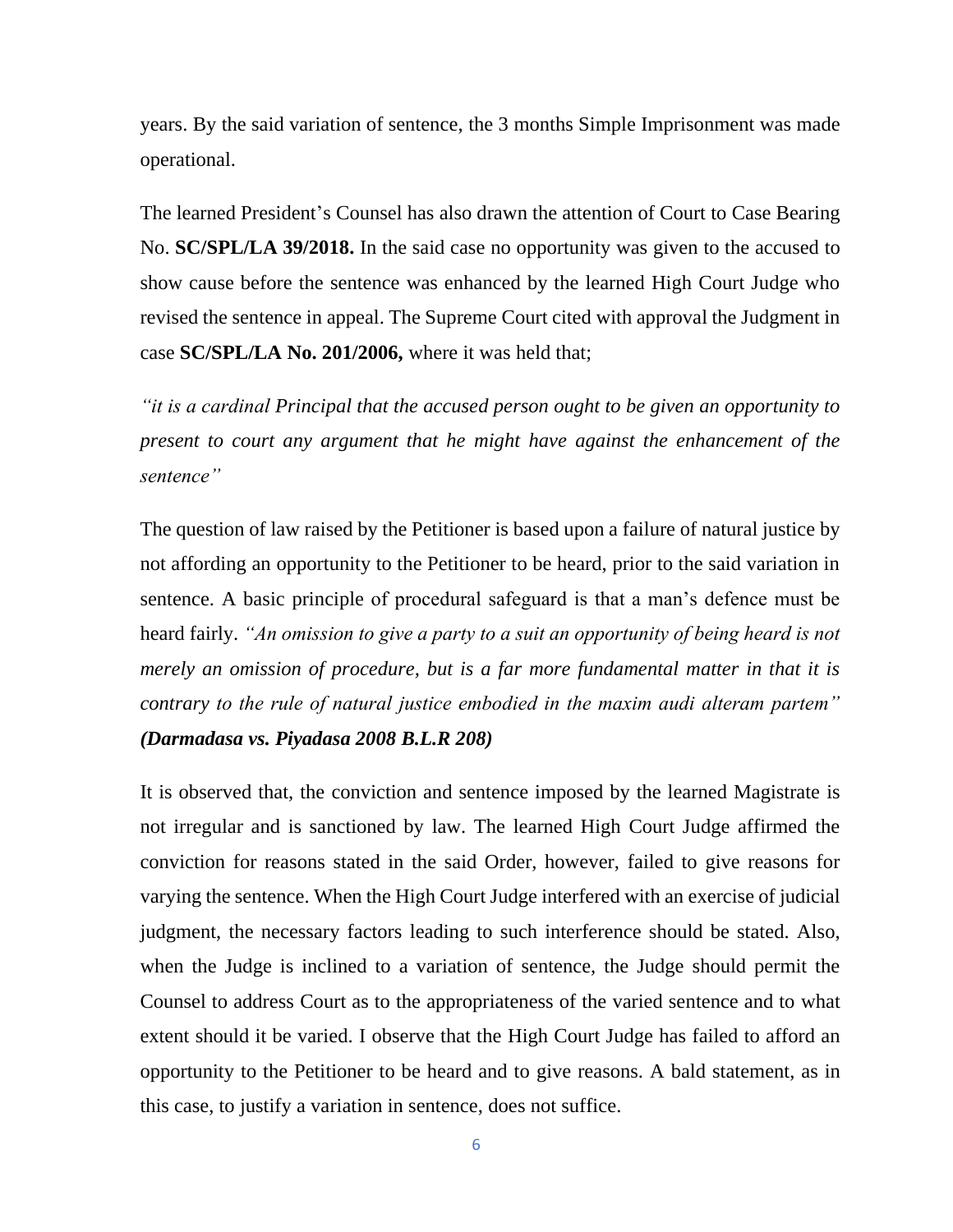years. By the said variation of sentence, the 3 months Simple Imprisonment was made operational.

The learned President's Counsel has also drawn the attention of Court to Case Bearing No. **SC/SPL/LA 39/2018.** In the said case no opportunity was given to the accused to show cause before the sentence was enhanced by the learned High Court Judge who revised the sentence in appeal. The Supreme Court cited with approval the Judgment in case **SC/SPL/LA No. 201/2006,** where it was held that;

*"it is a cardinal Principal that the accused person ought to be given an opportunity to present to court any argument that he might have against the enhancement of the sentence"*

The question of law raised by the Petitioner is based upon a failure of natural justice by not affording an opportunity to the Petitioner to be heard, prior to the said variation in sentence. A basic principle of procedural safeguard is that a man's defence must be heard fairly. *"An omission to give a party to a suit an opportunity of being heard is not merely an omission of procedure, but is a far more fundamental matter in that it is contrary to the rule of natural justice embodied in the maxim audi alteram partem"* ***(Darmadasa vs. Piyadasa 2008 B.L.R 208)***

It is observed that, the conviction and sentence imposed by the learned Magistrate is not irregular and is sanctioned by law. The learned High Court Judge affirmed the conviction for reasons stated in the said Order, however, failed to give reasons for varying the sentence. When the High Court Judge interfered with an exercise of judicial judgment, the necessary factors leading to such interference should be stated. Also, when the Judge is inclined to a variation of sentence, the Judge should permit the Counsel to address Court as to the appropriateness of the varied sentence and to what extent should it be varied. I observe that the High Court Judge has failed to afford an opportunity to the Petitioner to be heard and to give reasons. A bald statement, as in this case, to justify a variation in sentence, does not suffice.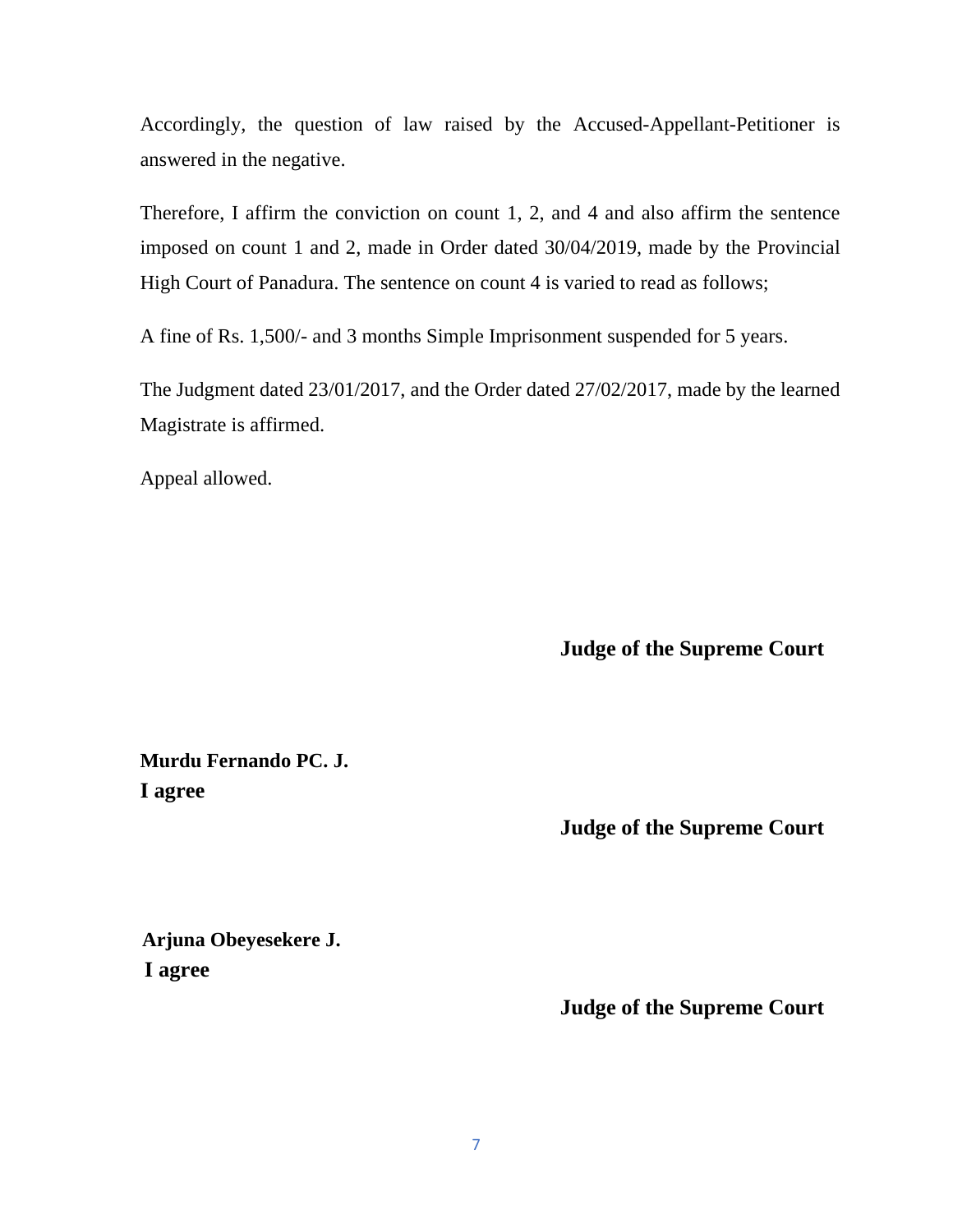Accordingly, the question of law raised by the Accused-Appellant-Petitioner is answered in the negative.

Therefore, I affirm the conviction on count 1, 2, and 4 and also affirm the sentence imposed on count 1 and 2, made in Order dated 30/04/2019, made by the Provincial High Court of Panadura. The sentence on count 4 is varied to read as follows;

A fine of Rs. 1,500/- and 3 months Simple Imprisonment suspended for 5 years.

The Judgment dated 23/01/2017, and the Order dated 27/02/2017, made by the learned Magistrate is affirmed.

Appeal allowed.

**Judge of the Supreme Court**

**Murdu Fernando PC. J.**
**I agree**

**Judge of the Supreme Court**

**Arjuna Obeyesekere J.**
**I agree**

**Judge of the Supreme Court**